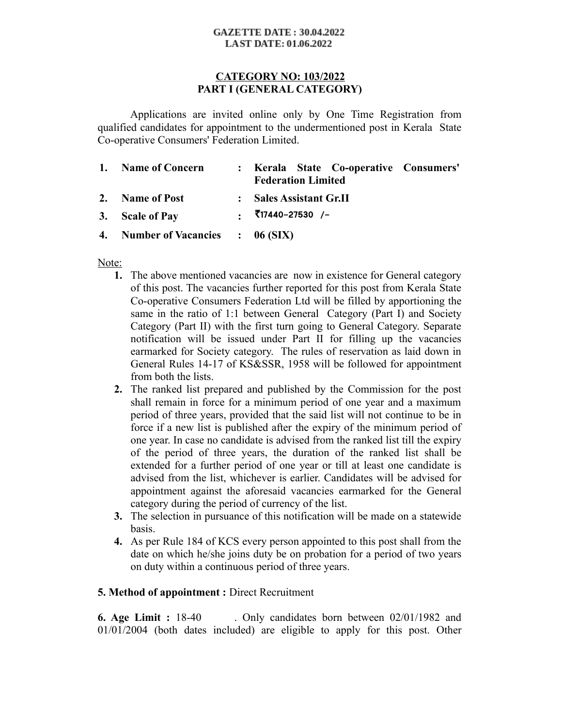**GAZETTE DATE : 30.04.2022**
**LAST DATE: 01.06.2022**

## CATEGORY NO: 103/2022
## PART I (GENERAL CATEGORY)

Applications are invited online only by One Time Registration from qualified candidates for appointment to the undermentioned post in Kerala State Co-operative Consumers' Federation Limited.

| | | | |
|---|---|---|---|
| **1.** | **Name of Concern** | : | **Kerala State Co-operative Consumers' Federation Limited** |
| **2.** | **Name of Post** | : | **Sales Assistant Gr.II** |
| **3.** | **Scale of Pay** | : | ₹17440-27530 /- |
| **4.** | **Number of Vacancies** | : | **06 (SIX)** |

Note:

1. The above mentioned vacancies are now in existence for General category of this post. The vacancies further reported for this post from Kerala State Co-operative Consumers Federation Ltd will be filled by apportioning the same in the ratio of 1:1 between General Category (Part I) and Society Category (Part II) with the first turn going to General Category. Separate notification will be issued under Part II for filling up the vacancies earmarked for Society category. The rules of reservation as laid down in General Rules 14-17 of KS&SSR, 1958 will be followed for appointment from both the lists.
2. The ranked list prepared and published by the Commission for the post shall remain in force for a minimum period of one year and a maximum period of three years, provided that the said list will not continue to be in force if a new list is published after the expiry of the minimum period of one year. In case no candidate is advised from the ranked list till the expiry of the period of three years, the duration of the ranked list shall be extended for a further period of one year or till at least one candidate is advised from the list, whichever is earlier. Candidates will be advised for appointment against the aforesaid vacancies earmarked for the General category during the period of currency of the list.
3. The selection in pursuance of this notification will be made on a statewide basis.
4. As per Rule 184 of KCS every person appointed to this post shall from the date on which he/she joins duty be on probation for a period of two years on duty within a continuous period of three years.

**5. Method of appointment :** Direct Recruitment

**6. Age Limit :** 18-40 . Only candidates born between 02/01/1982 and 01/01/2004 (both dates included) are eligible to apply for this post. Other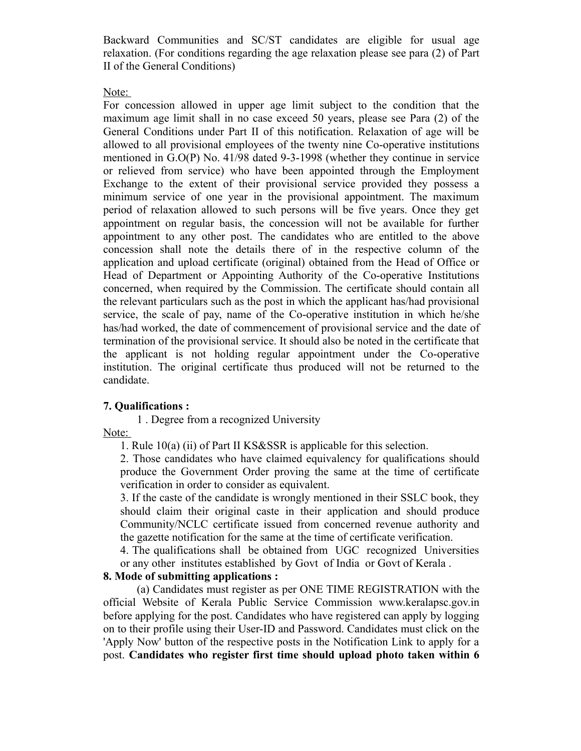Backward Communities and SC/ST candidates are eligible for usual age relaxation. (For conditions regarding the age relaxation please see para (2) of Part II of the General Conditions)

Note:

For concession allowed in upper age limit subject to the condition that the maximum age limit shall in no case exceed 50 years, please see Para (2) of the General Conditions under Part II of this notification. Relaxation of age will be allowed to all provisional employees of the twenty nine Co-operative institutions mentioned in G.O(P) No. 41/98 dated 9-3-1998 (whether they continue in service or relieved from service) who have been appointed through the Employment Exchange to the extent of their provisional service provided they possess a minimum service of one year in the provisional appointment. The maximum period of relaxation allowed to such persons will be five years. Once they get appointment on regular basis, the concession will not be available for further appointment to any other post. The candidates who are entitled to the above concession shall note the details there of in the respective column of the application and upload certificate (original) obtained from the Head of Office or Head of Department or Appointing Authority of the Co-operative Institutions concerned, when required by the Commission. The certificate should contain all the relevant particulars such as the post in which the applicant has/had provisional service, the scale of pay, name of the Co-operative institution in which he/she has/had worked, the date of commencement of provisional service and the date of termination of the provisional service. It should also be noted in the certificate that the applicant is not holding regular appointment under the Co-operative institution. The original certificate thus produced will not be returned to the candidate.

**7. Qualifications :**

1 . Degree from a recognized University

Note:

1. Rule 10(a) (ii) of Part II KS&SSR is applicable for this selection.
2. Those candidates who have claimed equivalency for qualifications should produce the Government Order proving the same at the time of certificate verification in order to consider as equivalent.
3. If the caste of the candidate is wrongly mentioned in their SSLC book, they should claim their original caste in their application and should produce Community/NCLC certificate issued from concerned revenue authority and the gazette notification for the same at the time of certificate verification.
4. The qualifications shall be obtained from UGC recognized Universities or any other institutes established by Govt of India or Govt of Kerala .

**8. Mode of submitting applications :**

(a) Candidates must register as per ONE TIME REGISTRATION with the official Website of Kerala Public Service Commission www.keralapsc.gov.in before applying for the post. Candidates who have registered can apply by logging on to their profile using their User-ID and Password. Candidates must click on the 'Apply Now' button of the respective posts in the Notification Link to apply for a post. **Candidates who register first time should upload photo taken within 6**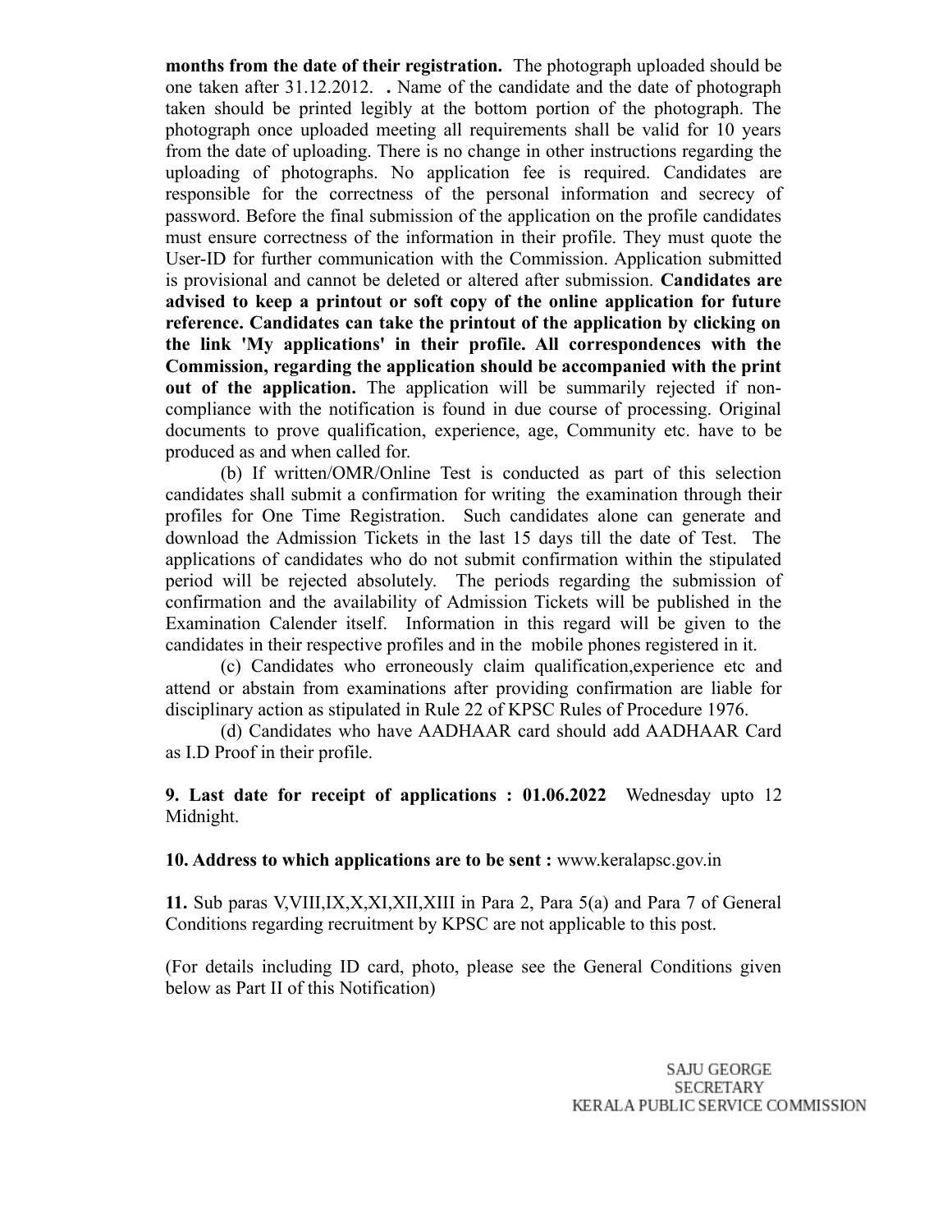**months from the date of their registration.** The photograph uploaded should be one taken after 31.12.2012. **.** Name of the candidate and the date of photograph taken should be printed legibly at the bottom portion of the photograph. The photograph once uploaded meeting all requirements shall be valid for 10 years from the date of uploading. There is no change in other instructions regarding the uploading of photographs. No application fee is required. Candidates are responsible for the correctness of the personal information and secrecy of password. Before the final submission of the application on the profile candidates must ensure correctness of the information in their profile. They must quote the User-ID for further communication with the Commission. Application submitted is provisional and cannot be deleted or altered after submission. **Candidates are advised to keep a printout or soft copy of the online application for future reference. Candidates can take the printout of the application by clicking on the link 'My applications' in their profile. All correspondences with the Commission, regarding the application should be accompanied with the print out of the application.** The application will be summarily rejected if non-compliance with the notification is found in due course of processing. Original documents to prove qualification, experience, age, Community etc. have to be produced as and when called for.

(b) If written/OMR/Online Test is conducted as part of this selection candidates shall submit a confirmation for writing the examination through their profiles for One Time Registration. Such candidates alone can generate and download the Admission Tickets in the last 15 days till the date of Test. The applications of candidates who do not submit confirmation within the stipulated period will be rejected absolutely. The periods regarding the submission of confirmation and the availability of Admission Tickets will be published in the Examination Calender itself. Information in this regard will be given to the candidates in their respective profiles and in the mobile phones registered in it.

(c) Candidates who erroneously claim qualification,experience etc and attend or abstain from examinations after providing confirmation are liable for disciplinary action as stipulated in Rule 22 of KPSC Rules of Procedure 1976.

(d) Candidates who have AADHAAR card should add AADHAAR Card as I.D Proof in their profile.

**9. Last date for receipt of applications : 01.06.2022** Wednesday upto 12 Midnight.

**10. Address to which applications are to be sent :** www.keralapsc.gov.in

**11.** Sub paras V,VIII,IX,X,XI,XII,XIII in Para 2, Para 5(a) and Para 7 of General Conditions regarding recruitment by KPSC are not applicable to this post.

(For details including ID card, photo, please see the General Conditions given below as Part II of this Notification)

SAJU GEORGE
SECRETARY
KERALA PUBLIC SERVICE COMMISSION